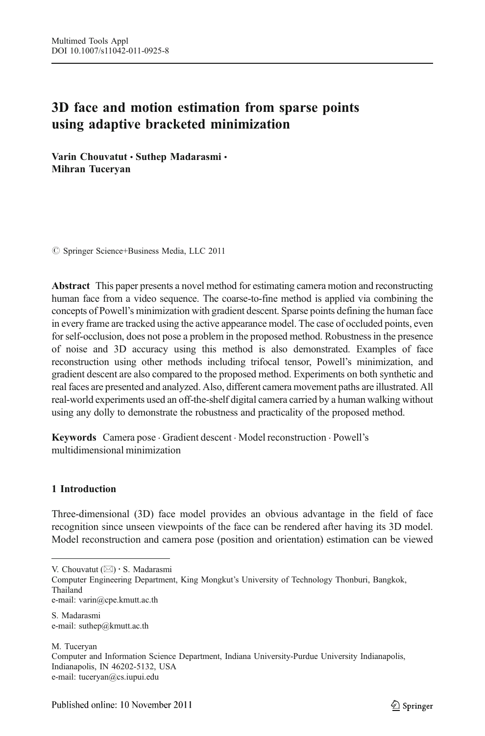# 3D face and motion estimation from sparse points using adaptive bracketed minimization

**Varin Chouvatut · Suthep Madarasmi · Mihran Tuceryan**

© Springer Science+Business Media, LLC 2011

**Abstract** This paper presents a novel method for estimating camera motion and reconstructing human face from a video sequence. The coarse-to-fine method is applied via combining the concepts of Powell's minimization with gradient descent. Sparse points defining the human face in every frame are tracked using the active appearance model. The case of occluded points, even for self-occlusion, does not pose a problem in the proposed method. Robustness in the presence of noise and 3D accuracy using this method is also demonstrated. Examples of face reconstruction using other methods including trifocal tensor, Powell's minimization, and gradient descent are also compared to the proposed method. Experiments on both synthetic and real faces are presented and analyzed. Also, different camera movement paths are illustrated. All real-world experiments used an off-the-shelf digital camera carried by a human walking without using any dolly to demonstrate the robustness and practicality of the proposed method.

**Keywords** Camera pose · Gradient descent · Model reconstruction · Powell's multidimensional minimization

## 1 Introduction

Three-dimensional (3D) face model provides an obvious advantage in the field of face recognition since unseen viewpoints of the face can be rendered after having its 3D model. Model reconstruction and camera pose (position and orientation) estimation can be viewed

---

V. Chouvatut (✉) · S. Madarasmi
Computer Engineering Department, King Mongkut's University of Technology Thonburi, Bangkok, Thailand
e-mail: varin@cpe.kmutt.ac.th

S. Madarasmi
e-mail: suthep@kmutt.ac.th

M. Tuceryan
Computer and Information Science Department, Indiana University-Purdue University Indianapolis, Indianapolis, IN 46202-5132, USA
e-mail: tuceryan@cs.iupui.edu

Published online: 10 November 2011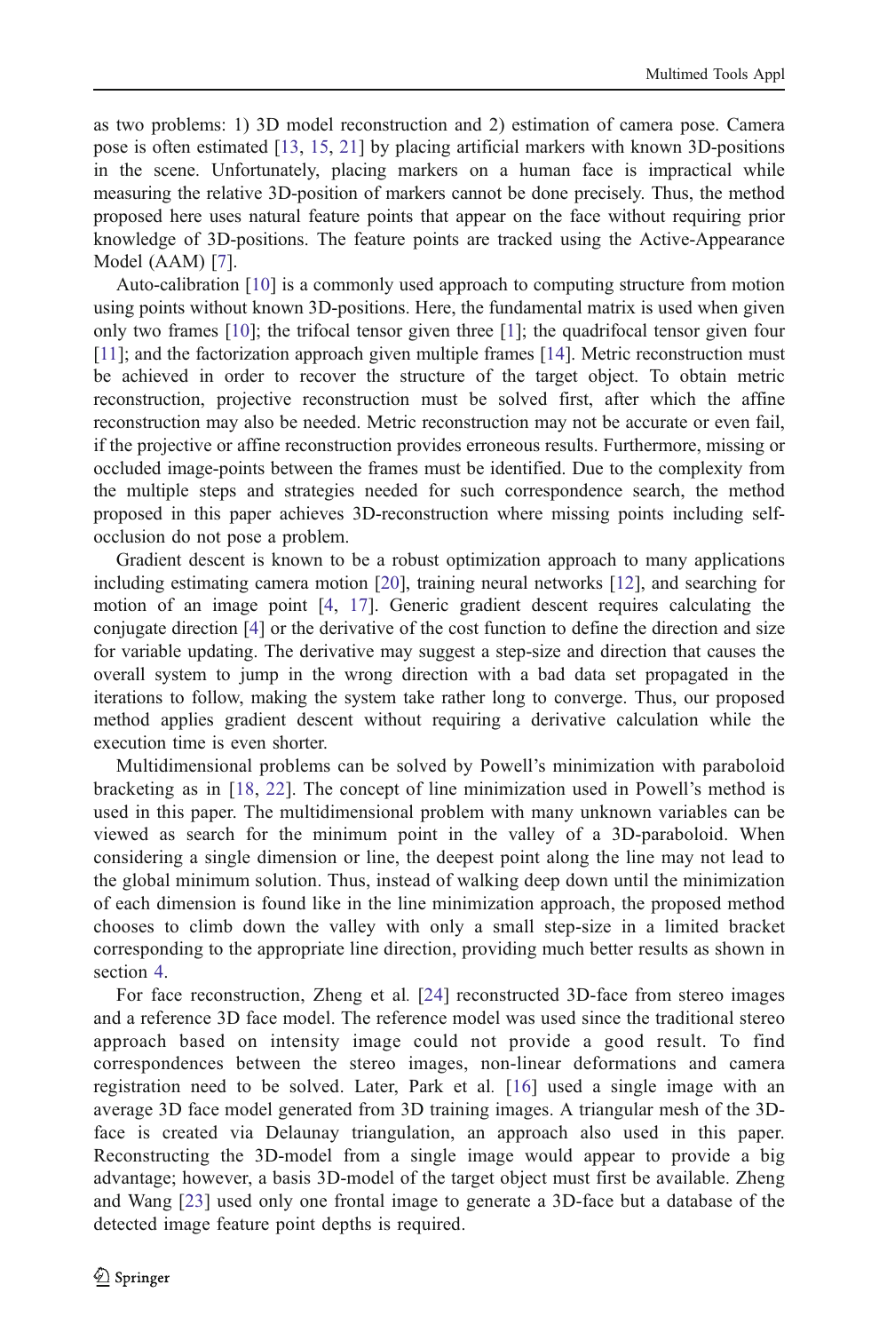as two problems: 1) 3D model reconstruction and 2) estimation of camera pose. Camera pose is often estimated [13, 15, 21] by placing artificial markers with known 3D-positions in the scene. Unfortunately, placing markers on a human face is impractical while measuring the relative 3D-position of markers cannot be done precisely. Thus, the method proposed here uses natural feature points that appear on the face without requiring prior knowledge of 3D-positions. The feature points are tracked using the Active-Appearance Model (AAM) [7].

Auto-calibration [10] is a commonly used approach to computing structure from motion using points without known 3D-positions. Here, the fundamental matrix is used when given only two frames [10]; the trifocal tensor given three [1]; the quadrifocal tensor given four [11]; and the factorization approach given multiple frames [14]. Metric reconstruction must be achieved in order to recover the structure of the target object. To obtain metric reconstruction, projective reconstruction must be solved first, after which the affine reconstruction may also be needed. Metric reconstruction may not be accurate or even fail, if the projective or affine reconstruction provides erroneous results. Furthermore, missing or occluded image-points between the frames must be identified. Due to the complexity from the multiple steps and strategies needed for such correspondence search, the method proposed in this paper achieves 3D-reconstruction where missing points including self-occlusion do not pose a problem.

Gradient descent is known to be a robust optimization approach to many applications including estimating camera motion [20], training neural networks [12], and searching for motion of an image point [4, 17]. Generic gradient descent requires calculating the conjugate direction [4] or the derivative of the cost function to define the direction and size for variable updating. The derivative may suggest a step-size and direction that causes the overall system to jump in the wrong direction with a bad data set propagated in the iterations to follow, making the system take rather long to converge. Thus, our proposed method applies gradient descent without requiring a derivative calculation while the execution time is even shorter.

Multidimensional problems can be solved by Powell's minimization with paraboloid bracketing as in [18, 22]. The concept of line minimization used in Powell's method is used in this paper. The multidimensional problem with many unknown variables can be viewed as search for the minimum point in the valley of a 3D-paraboloid. When considering a single dimension or line, the deepest point along the line may not lead to the global minimum solution. Thus, instead of walking deep down until the minimization of each dimension is found like in the line minimization approach, the proposed method chooses to climb down the valley with only a small step-size in a limited bracket corresponding to the appropriate line direction, providing much better results as shown in section 4.

For face reconstruction, Zheng et al. [24] reconstructed 3D-face from stereo images and a reference 3D face model. The reference model was used since the traditional stereo approach based on intensity image could not provide a good result. To find correspondences between the stereo images, non-linear deformations and camera registration need to be solved. Later, Park et al. [16] used a single image with an average 3D face model generated from 3D training images. A triangular mesh of the 3D-face is created via Delaunay triangulation, an approach also used in this paper. Reconstructing the 3D-model from a single image would appear to provide a big advantage; however, a basis 3D-model of the target object must first be available. Zheng and Wang [23] used only one frontal image to generate a 3D-face but a database of the detected image feature point depths is required.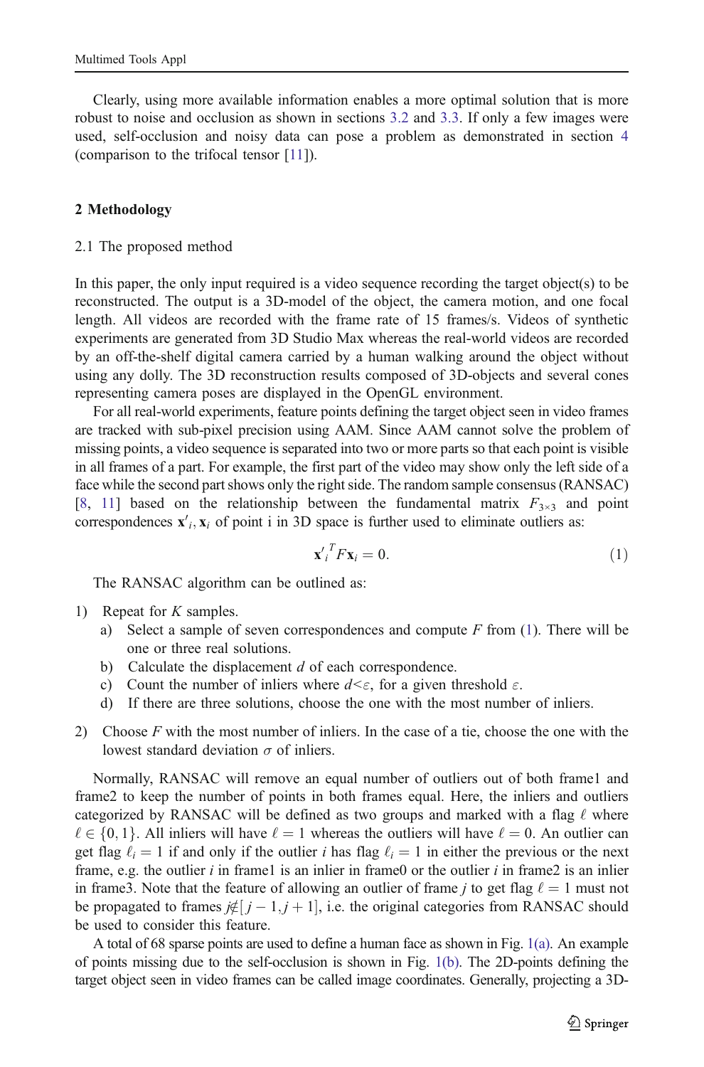Clearly, using more available information enables a more optimal solution that is more robust to noise and occlusion as shown in sections 3.2 and 3.3. If only a few images were used, self-occlusion and noisy data can pose a problem as demonstrated in section 4 (comparison to the trifocal tensor [11]).

## 2 Methodology

### 2.1 The proposed method

In this paper, the only input required is a video sequence recording the target object(s) to be reconstructed. The output is a 3D-model of the object, the camera motion, and one focal length. All videos are recorded with the frame rate of 15 frames/s. Videos of synthetic experiments are generated from 3D Studio Max whereas the real-world videos are recorded by an off-the-shelf digital camera carried by a human walking around the object without using any dolly. The 3D reconstruction results composed of 3D-objects and several cones representing camera poses are displayed in the OpenGL environment.

For all real-world experiments, feature points defining the target object seen in video frames are tracked with sub-pixel precision using AAM. Since AAM cannot solve the problem of missing points, a video sequence is separated into two or more parts so that each point is visible in all frames of a part. For example, the first part of the video may show only the left side of a face while the second part shows only the right side. The random sample consensus (RANSAC) [8, 11] based on the relationship between the fundamental matrix $F_{3\times3}$ and point correspondences $\mathbf{x}'_i, \mathbf{x}_i$ of point i in 3D space is further used to eliminate outliers as:

$$\mathbf{x}'^{T}_{i} F \mathbf{x}_i = 0. \tag{1}$$

The RANSAC algorithm can be outlined as:

1) Repeat for $K$ samples.
   a) Select a sample of seven correspondences and compute $F$ from (1). There will be one or three real solutions.
   b) Calculate the displacement $d$ of each correspondence.
   c) Count the number of inliers where $d<\varepsilon$, for a given threshold $\varepsilon$.
   d) If there are three solutions, choose the one with the most number of inliers.
2) Choose $F$ with the most number of inliers. In the case of a tie, choose the one with the lowest standard deviation $\sigma$ of inliers.

Normally, RANSAC will remove an equal number of outliers out of both frame1 and frame2 to keep the number of points in both frames equal. Here, the inliers and outliers categorized by RANSAC will be defined as two groups and marked with a flag $\ell$ where $\ell \in \{0, 1\}$. All inliers will have $\ell = 1$ whereas the outliers will have $\ell = 0$. An outlier can get flag $\ell_i = 1$ if and only if the outlier $i$ has flag $\ell_i = 1$ in either the previous or the next frame, e.g. the outlier $i$ in frame1 is an inlier in frame0 or the outlier $i$ in frame2 is an inlier in frame3. Note that the feature of allowing an outlier of frame $j$ to get flag $\ell = 1$ must not be propagated to frames $j \notin [j-1, j+1]$, i.e. the original categories from RANSAC should be used to consider this feature.

A total of 68 sparse points are used to define a human face as shown in Fig. 1(a). An example of points missing due to the self-occlusion is shown in Fig. 1(b). The 2D-points defining the target object seen in video frames can be called image coordinates. Generally, projecting a 3D-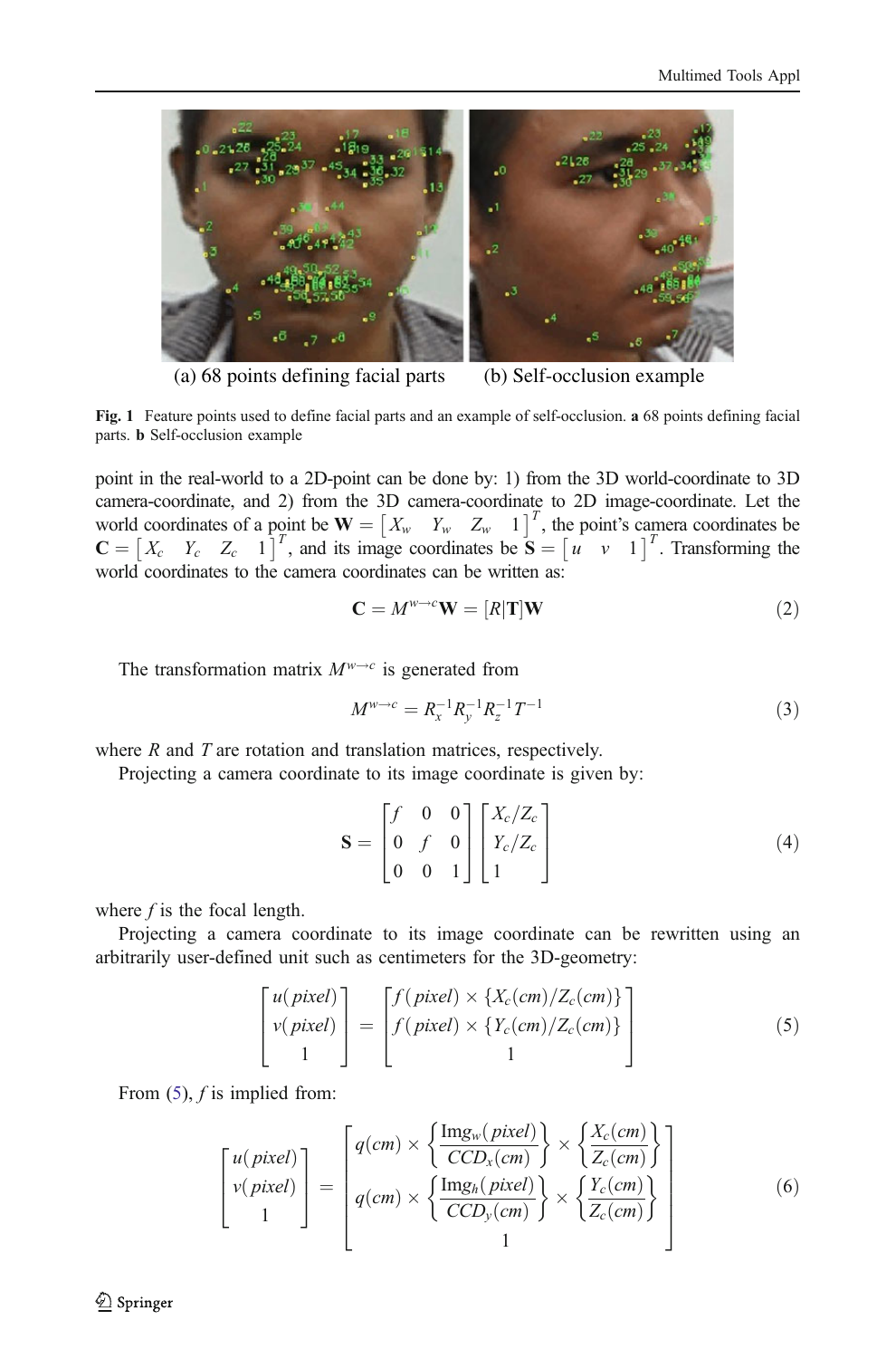(a) 68 points defining facial parts (b) Self-occlusion example

**Fig. 1** Feature points used to define facial parts and an example of self-occlusion. **a** 68 points defining facial parts. **b** Self-occlusion example

point in the real-world to a 2D-point can be done by: 1) from the 3D world-coordinate to 3D camera-coordinate, and 2) from the 3D camera-coordinate to 2D image-coordinate. Let the world coordinates of a point be $\mathbf{W} = \begin{bmatrix} X_w & Y_w & Z_w & 1 \end{bmatrix}^T$, the point's camera coordinates be $\mathbf{C} = \begin{bmatrix} X_c & Y_c & Z_c & 1 \end{bmatrix}^T$, and its image coordinates be $\mathbf{S} = \begin{bmatrix} u & v & 1 \end{bmatrix}^T$. Transforming the world coordinates to the camera coordinates can be written as:

$$\mathbf{C} = M^{w \to c}\mathbf{W} = [R|\mathbf{T}]\mathbf{W} \tag{2}$$

The transformation matrix $M^{w \to c}$ is generated from

$$M^{w \to c} = R_x^{-1} R_y^{-1} R_z^{-1} T^{-1} \tag{3}$$

where $R$ and $T$ are rotation and translation matrices, respectively.

Projecting a camera coordinate to its image coordinate is given by:

$$\mathbf{S} = \begin{bmatrix} f & 0 & 0 \\ 0 & f & 0 \\ 0 & 0 & 1 \end{bmatrix} \begin{bmatrix} X_c/Z_c \\ Y_c/Z_c \\ 1 \end{bmatrix} \tag{4}$$

where $f$ is the focal length.

Projecting a camera coordinate to its image coordinate can be rewritten using an arbitrarily user-defined unit such as centimeters for the 3D-geometry:

$$\begin{bmatrix} u(pixel) \\ v(pixel) \\ 1 \end{bmatrix} = \begin{bmatrix} f(pixel) \times \{X_c(cm)/Z_c(cm)\} \\ f(pixel) \times \{Y_c(cm)/Z_c(cm)\} \\ 1 \end{bmatrix} \tag{5}$$

From (5), $f$ is implied from:

$$\begin{bmatrix} u(pixel) \\ v(pixel) \\ 1 \end{bmatrix} = \begin{bmatrix} q(cm) \times \left\{ \dfrac{\mathrm{Img}_w(pixel)}{CCD_x(cm)} \right\} \times \left\{ \dfrac{X_c(cm)}{Z_c(cm)} \right\} \\ q(cm) \times \left\{ \dfrac{\mathrm{Img}_h(pixel)}{CCD_y(cm)} \right\} \times \left\{ \dfrac{Y_c(cm)}{Z_c(cm)} \right\} \\ 1 \end{bmatrix} \tag{6}$$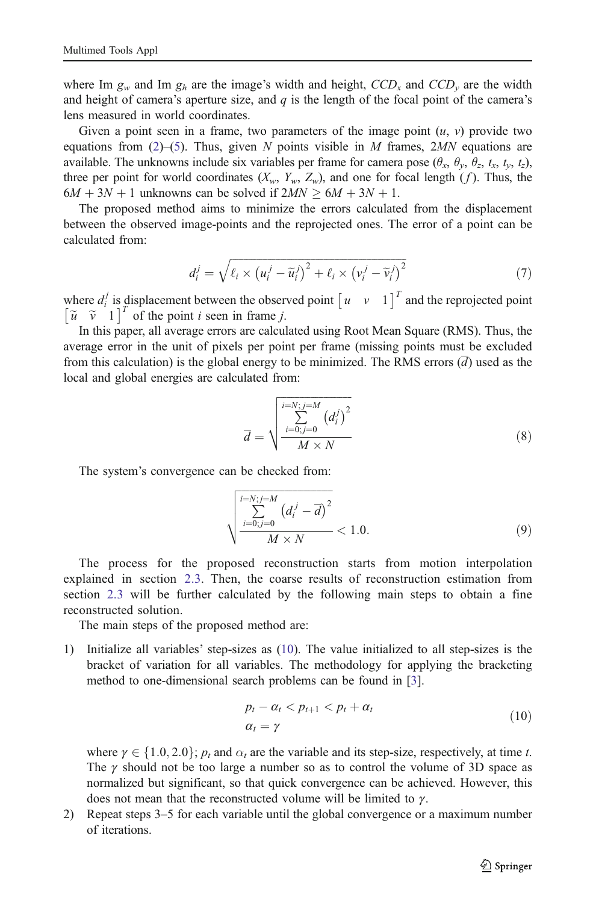where Im $g_w$ and Im $g_h$ are the image's width and height, $CCD_x$ and $CCD_y$ are the width and height of camera's aperture size, and $q$ is the length of the focal point of the camera's lens measured in world coordinates.

Given a point seen in a frame, two parameters of the image point $(u, v)$ provide two equations from (2)–(5). Thus, given $N$ points visible in $M$ frames, $2MN$ equations are available. The unknowns include six variables per frame for camera pose $(\theta_x, \theta_y, \theta_z, t_x, t_y, t_z)$, three per point for world coordinates $(X_w, Y_w, Z_w)$, and one for focal length $(f)$. Thus, the $6M + 3N + 1$ unknowns can be solved if $2MN \geq 6M + 3N + 1$.

The proposed method aims to minimize the errors calculated from the displacement between the observed image-points and the reprojected ones. The error of a point can be calculated from:

$$d_i^j = \sqrt{\ell_i \times \left(u_i^j - \widetilde{u}_i^j\right)^2 + \ell_i \times \left(v_i^j - \widetilde{v}_i^j\right)^2} \tag{7}$$

where $d_i^j$ is displacement between the observed point $\begin{bmatrix} u & v & 1 \end{bmatrix}^T$ and the reprojected point $\begin{bmatrix} \widetilde{u} & \widetilde{v} & 1 \end{bmatrix}^T$ of the point $i$ seen in frame $j$.

In this paper, all average errors are calculated using Root Mean Square (RMS). Thus, the average error in the unit of pixels per point per frame (missing points must be excluded from this calculation) is the global energy to be minimized. The RMS errors $(\overline{d})$ used as the local and global energies are calculated from:

$$\overline{d} = \sqrt{\frac{\sum\limits_{i=0;j=0}^{i=N;j=M} \left(d_i^j\right)^2}{M \times N}} \tag{8}$$

The system's convergence can be checked from:

$$\sqrt{\frac{\sum\limits_{i=0;j=0}^{i=N;j=M} \left(d_i^j - \overline{d}\right)^2}{M \times N}} < 1.0. \tag{9}$$

The process for the proposed reconstruction starts from motion interpolation explained in section 2.3. Then, the coarse results of reconstruction estimation from section 2.3 will be further calculated by the following main steps to obtain a fine reconstructed solution.

The main steps of the proposed method are:

1) Initialize all variables' step-sizes as (10). The value initialized to all step-sizes is the bracket of variation for all variables. The methodology for applying the bracketing method to one-dimensional search problems can be found in [3].

$$\begin{aligned} p_t - \alpha_t < p_{t+1} < p_t + \alpha_t \\ \alpha_t = \gamma \end{aligned} \tag{10}$$

where $\gamma \in \{1.0, 2.0\}$; $p_t$ and $\alpha_t$ are the variable and its step-size, respectively, at time $t$. The $\gamma$ should not be too large a number so as to control the volume of 3D space as normalized but significant, so that quick convergence can be achieved. However, this does not mean that the reconstructed volume will be limited to $\gamma$.

2) Repeat steps 3–5 for each variable until the global convergence or a maximum number of iterations.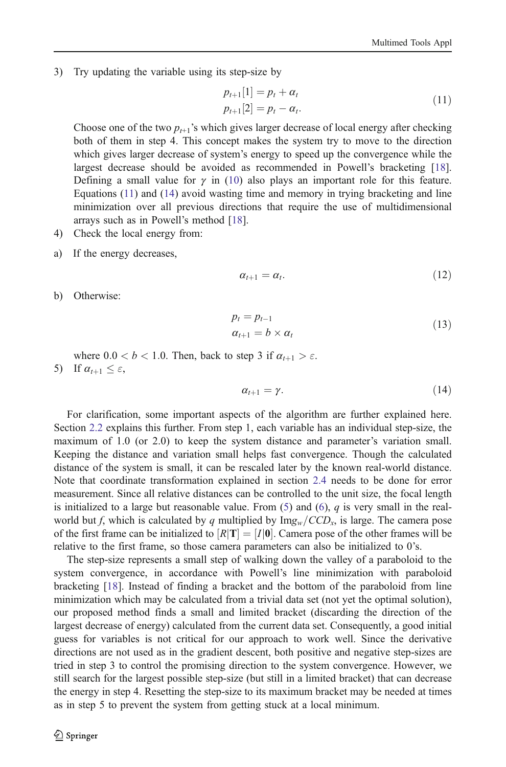3) Try updating the variable using its step-size by

$$
\begin{aligned}
p_{t+1}[1] &= p_t + \alpha_t \\
p_{t+1}[2] &= p_t - \alpha_t.
\end{aligned}
\tag{11}
$$

Choose one of the two $p_{t+1}$'s which gives larger decrease of local energy after checking both of them in step 4. This concept makes the system try to move to the direction which gives larger decrease of system's energy to speed up the convergence while the largest decrease should be avoided as recommended in Powell's bracketing [18]. Defining a small value for $\gamma$ in (10) also plays an important role for this feature. Equations (11) and (14) avoid wasting time and memory in trying bracketing and line minimization over all previous directions that require the use of multidimensional arrays such as in Powell's method [18].

4) Check the local energy from:

a) If the energy decreases,

$$
\alpha_{t+1} = \alpha_t. \tag{12}
$$

b) Otherwise:

$$
\begin{aligned}
p_t &= p_{t-1} \\
\alpha_{t+1} &= b \times \alpha_t
\end{aligned}
\tag{13}
$$

where $0.0 < b < 1.0$. Then, back to step 3 if $\alpha_{t+1} > \varepsilon$.

5) If $\alpha_{t+1} \leq \varepsilon$,

$$
\alpha_{t+1} = \gamma. \tag{14}
$$

For clarification, some important aspects of the algorithm are further explained here. Section 2.2 explains this further. From step 1, each variable has an individual step-size, the maximum of 1.0 (or 2.0) to keep the system distance and parameter's variation small. Keeping the distance and variation small helps fast convergence. Though the calculated distance of the system is small, it can be rescaled later by the known real-world distance. Note that coordinate transformation explained in section 2.4 needs to be done for error measurement. Since all relative distances can be controlled to the unit size, the focal length is initialized to a large but reasonable value. From (5) and (6), $q$ is very small in the real-world but $f$, which is calculated by $q$ multiplied by $\mathrm{Img}_w/CCD_x$, is large. The camera pose of the first frame can be initialized to $[R|\mathbf{T}] = [I|\mathbf{0}]$. Camera pose of the other frames will be relative to the first frame, so those camera parameters can also be initialized to 0's.

The step-size represents a small step of walking down the valley of a paraboloid to the system convergence, in accordance with Powell's line minimization with paraboloid bracketing [18]. Instead of finding a bracket and the bottom of the paraboloid from line minimization which may be calculated from a trivial data set (not yet the optimal solution), our proposed method finds a small and limited bracket (discarding the direction of the largest decrease of energy) calculated from the current data set. Consequently, a good initial guess for variables is not critical for our approach to work well. Since the derivative directions are not used as in the gradient descent, both positive and negative step-sizes are tried in step 3 to control the promising direction to the system convergence. However, we still search for the largest possible step-size (but still in a limited bracket) that can decrease the energy in step 4. Resetting the step-size to its maximum bracket may be needed at times as in step 5 to prevent the system from getting stuck at a local minimum.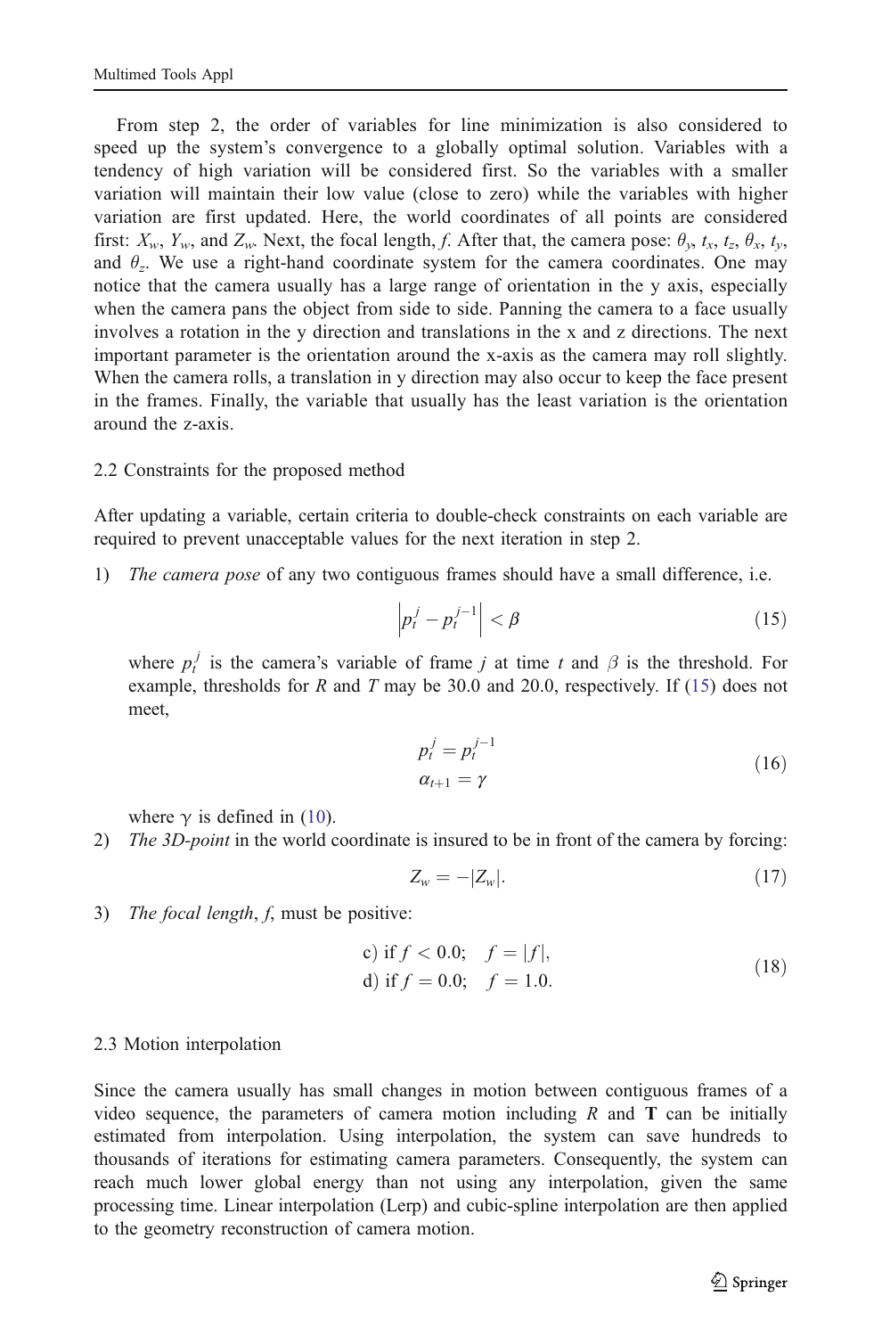From step 2, the order of variables for line minimization is also considered to speed up the system's convergence to a globally optimal solution. Variables with a tendency of high variation will be considered first. So the variables with a smaller variation will maintain their low value (close to zero) while the variables with higher variation are first updated. Here, the world coordinates of all points are considered first: $X_w$, $Y_w$, and $Z_w$. Next, the focal length, $f$. After that, the camera pose: $\theta_y$, $t_x$, $t_z$, $\theta_x$, $t_y$, and $\theta_z$. We use a right-hand coordinate system for the camera coordinates. One may notice that the camera usually has a large range of orientation in the y axis, especially when the camera pans the object from side to side. Panning the camera to a face usually involves a rotation in the y direction and translations in the x and z directions. The next important parameter is the orientation around the x-axis as the camera may roll slightly. When the camera rolls, a translation in y direction may also occur to keep the face present in the frames. Finally, the variable that usually has the least variation is the orientation around the z-axis.

## 2.2 Constraints for the proposed method

After updating a variable, certain criteria to double-check constraints on each variable are required to prevent unacceptable values for the next iteration in step 2.

1) *The camera pose* of any two contiguous frames should have a small difference, i.e.

$$\left|p_t^j - p_t^{j-1}\right| < \beta \tag{15}$$

where $p_t^j$ is the camera's variable of frame $j$ at time $t$ and $\beta$ is the threshold. For example, thresholds for $R$ and $T$ may be 30.0 and 20.0, respectively. If (15) does not meet,

$$\begin{aligned} p_t^j &= p_t^{j-1} \\ \alpha_{t+1} &= \gamma \end{aligned} \tag{16}$$

where $\gamma$ is defined in (10).

2) *The 3D-point* in the world coordinate is insured to be in front of the camera by forcing:

$$Z_w = -|Z_w|. \tag{17}$$

3) *The focal length*, $f$, must be positive:

$$\begin{aligned} &\text{c) if } f < 0.0; \quad f = |f|, \\ &\text{d) if } f = 0.0; \quad f = 1.0. \end{aligned} \tag{18}$$

## 2.3 Motion interpolation

Since the camera usually has small changes in motion between contiguous frames of a video sequence, the parameters of camera motion including $R$ and $\mathbf{T}$ can be initially estimated from interpolation. Using interpolation, the system can save hundreds to thousands of iterations for estimating camera parameters. Consequently, the system can reach much lower global energy than not using any interpolation, given the same processing time. Linear interpolation (Lerp) and cubic-spline interpolation are then applied to the geometry reconstruction of camera motion.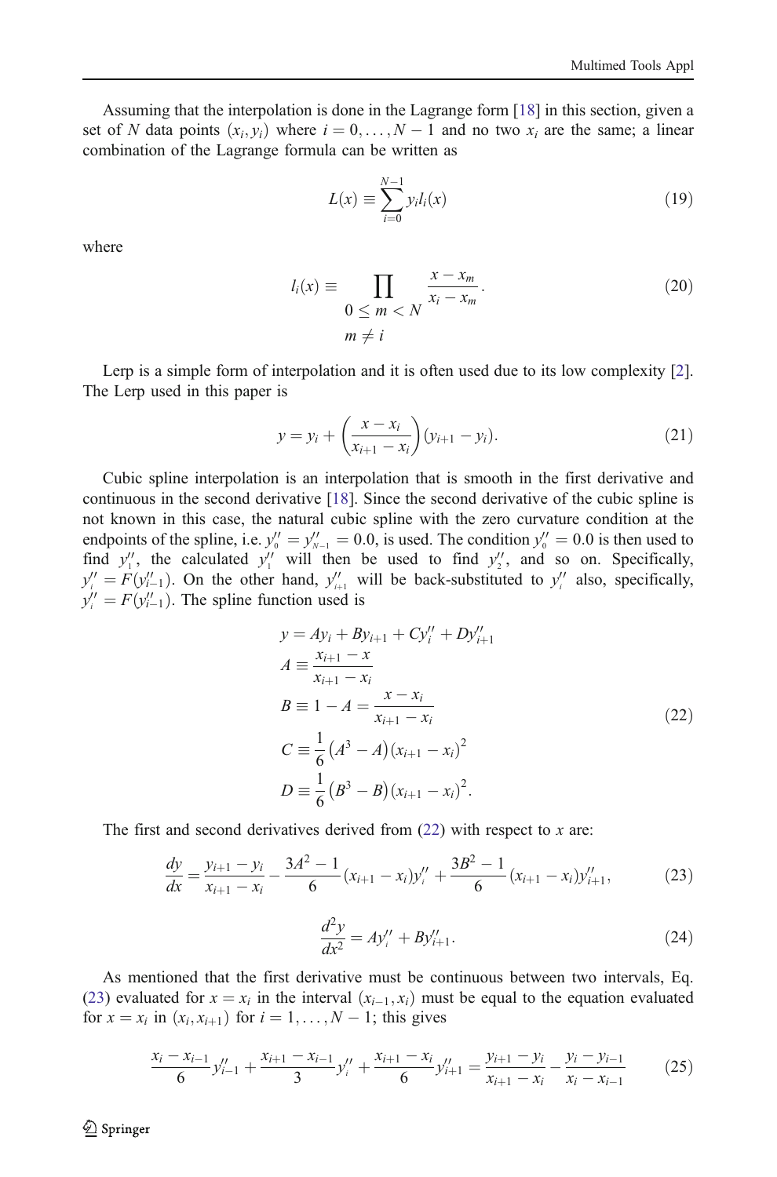Assuming that the interpolation is done in the Lagrange form [18] in this section, given a set of $N$ data points $(x_i, y_i)$ where $i = 0, \ldots, N-1$ and no two $x_i$ are the same; a linear combination of the Lagrange formula can be written as

$$L(x) \equiv \sum_{i=0}^{N-1} y_i l_i(x) \tag{19}$$

where

$$l_i(x) \equiv \prod_{\substack{0 \le m < N \\ m \ne i}} \frac{x - x_m}{x_i - x_m}. \tag{20}$$

Lerp is a simple form of interpolation and it is often used due to its low complexity [2]. The Lerp used in this paper is

$$y = y_i + \left( \frac{x - x_i}{x_{i+1} - x_i} \right) (y_{i+1} - y_i). \tag{21}$$

Cubic spline interpolation is an interpolation that is smooth in the first derivative and continuous in the second derivative [18]. Since the second derivative of the cubic spline is not known in this case, the natural cubic spline with the zero curvature condition at the endpoints of the spline, i.e. $y''_0 = y''_{N-1} = 0.0$, is used. The condition $y''_0 = 0.0$ is then used to find $y''_1$, the calculated $y''_1$ will then be used to find $y''_2$, and so on. Specifically, $y''_i = F(y''_{i-1})$. On the other hand, $y''_{i+1}$ will be back-substituted to $y''_i$ also, specifically, $y''_i = F(y''_{i-1})$. The spline function used is

$$\begin{aligned}
y &= Ay_i + By_{i+1} + Cy''_i + Dy''_{i+1} \\
A &\equiv \frac{x_{i+1} - x}{x_{i+1} - x_i} \\
B &\equiv 1 - A = \frac{x - x_i}{x_{i+1} - x_i} \\
C &\equiv \frac{1}{6}\left(A^3 - A\right)(x_{i+1} - x_i)^2 \\
D &\equiv \frac{1}{6}\left(B^3 - B\right)(x_{i+1} - x_i)^2.
\end{aligned} \tag{22}$$

The first and second derivatives derived from (22) with respect to $x$ are:

$$\frac{dy}{dx} = \frac{y_{i+1} - y_i}{x_{i+1} - x_i} - \frac{3A^2 - 1}{6}(x_{i+1} - x_i)y''_i + \frac{3B^2 - 1}{6}(x_{i+1} - x_i)y''_{i+1}, \tag{23}$$

$$\frac{d^2y}{dx^2} = Ay''_i + By''_{i+1}. \tag{24}$$

As mentioned that the first derivative must be continuous between two intervals, Eq. (23) evaluated for $x = x_i$ in the interval $(x_{i-1}, x_i)$ must be equal to the equation evaluated for $x = x_i$ in $(x_i, x_{i+1})$ for $i = 1, \ldots, N-1$; this gives

$$\frac{x_i - x_{i-1}}{6} y''_{i-1} + \frac{x_{i+1} - x_{i-1}}{3} y''_i + \frac{x_{i+1} - x_i}{6} y''_{i+1} = \frac{y_{i+1} - y_i}{x_{i+1} - x_i} - \frac{y_i - y_{i-1}}{x_i - x_{i-1}} \tag{25}$$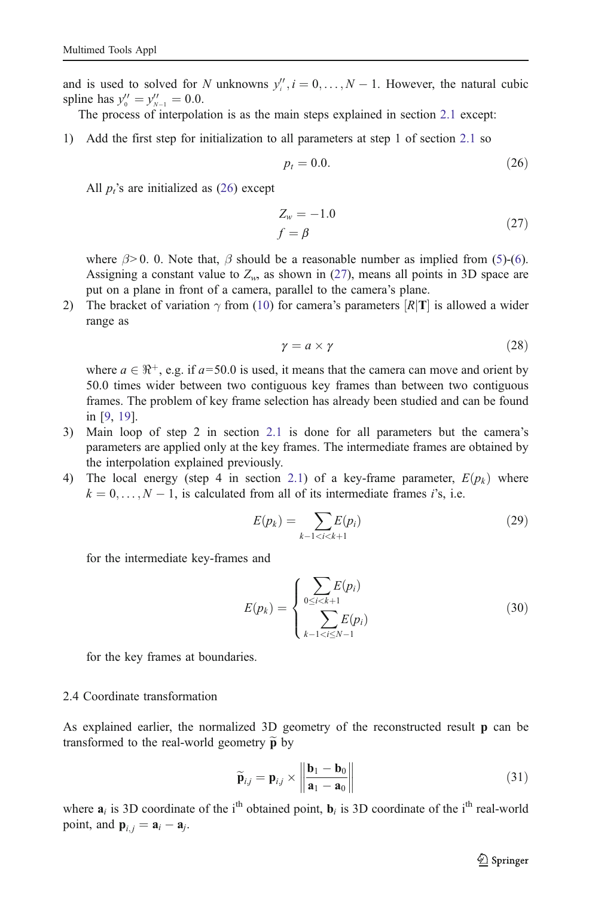and is used to solved for $N$ unknowns $y_i'', i = 0, \ldots, N-1$. However, the natural cubic spline has $y_0'' = y_{N-1}'' = 0.0$.

The process of interpolation is as the main steps explained in section 2.1 except:

1) Add the first step for initialization to all parameters at step 1 of section 2.1 so

$$p_t = 0.0. \tag{26}$$

All $p_t$'s are initialized as (26) except

$$\begin{aligned} Z_w &= -1.0 \\ f &= \beta \end{aligned} \tag{27}$$

where $\beta > 0.0$. Note that, $\beta$ should be a reasonable number as implied from (5)-(6). Assigning a constant value to $Z_w$, as shown in (27), means all points in 3D space are put on a plane in front of a camera, parallel to the camera's plane.

2) The bracket of variation $\gamma$ from (10) for camera's parameters $[R|\mathbf{T}]$ is allowed a wider range as

$$\gamma = a \times \gamma \tag{28}$$

where $a \in \Re^+$, e.g. if $a$=50.0 is used, it means that the camera can move and orient by 50.0 times wider between two contiguous key frames than between two contiguous frames. The problem of key frame selection has already been studied and can be found in [9, 19].

3) Main loop of step 2 in section 2.1 is done for all parameters but the camera's parameters are applied only at the key frames. The intermediate frames are obtained by the interpolation explained previously.

4) The local energy (step 4 in section 2.1) of a key-frame parameter, $E(p_k)$ where $k = 0, \ldots, N-1$, is calculated from all of its intermediate frames $i$'s, i.e.

$$E(p_k) = \sum_{k-1<i<k+1} E(p_i) \tag{29}$$

for the intermediate key-frames and

$$E(p_k) = \begin{cases} \displaystyle\sum_{0 \le i < k+1} E(p_i) \\ \displaystyle\sum_{k-1 < i \le N-1} E(p_i) \end{cases} \tag{30}$$

for the key frames at boundaries.

## 2.4 Coordinate transformation

As explained earlier, the normalized 3D geometry of the reconstructed result $\mathbf{p}$ can be transformed to the real-world geometry $\widetilde{\mathbf{p}}$ by

$$\widetilde{\mathbf{p}}_{i,j} = \mathbf{p}_{i,j} \times \left\| \frac{\mathbf{b}_1 - \mathbf{b}_0}{\mathbf{a}_1 - \mathbf{a}_0} \right\| \tag{31}$$

where $\mathbf{a}_i$ is 3D coordinate of the i[th] obtained point, $\mathbf{b}_i$ is 3D coordinate of the i[th] real-world point, and $\mathbf{p}_{i,j} = \mathbf{a}_i - \mathbf{a}_j$.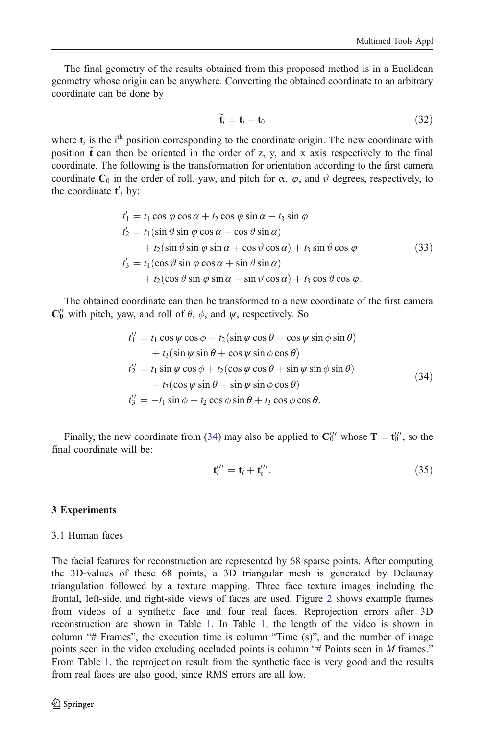The final geometry of the results obtained from this proposed method is in a Euclidean geometry whose origin can be anywhere. Converting the obtained coordinate to an arbitrary coordinate can be done by

$$\widetilde{\mathbf{t}}_i = \mathbf{t}_i - \mathbf{t}_0 \tag{32}$$

where $\mathbf{t}_i$ is the i[th] position corresponding to the coordinate origin. The new coordinate with position $\widetilde{\mathbf{t}}$ can then be oriented in the order of z, y, and x axis respectively to the final coordinate. The following is the transformation for orientation according to the first camera coordinate $\mathbf{C}_0$ in the order of roll, yaw, and pitch for $\alpha$, $\varphi$, and $\vartheta$ degrees, respectively, to the coordinate $\mathbf{t}'_i$ by:

$$\begin{aligned}
t'_1 &= t_1 \cos\varphi \cos\alpha + t_2 \cos\varphi \sin\alpha - t_3 \sin\varphi \\
t'_2 &= t_1(\sin\vartheta \sin\varphi \cos\alpha - \cos\vartheta \sin\alpha) \\
&\quad + t_2(\sin\vartheta \sin\varphi \sin\alpha + \cos\vartheta \cos\alpha) + t_3 \sin\vartheta \cos\varphi \\
t'_3 &= t_1(\cos\vartheta \sin\varphi \cos\alpha + \sin\vartheta \sin\alpha) \\
&\quad + t_2(\cos\vartheta \sin\varphi \sin\alpha - \sin\vartheta \cos\alpha) + t_3 \cos\vartheta \cos\varphi.
\end{aligned} \tag{33}$$

The obtained coordinate can then be transformed to a new coordinate of the first camera $\mathbf{C}''_0$ with pitch, yaw, and roll of $\theta$, $\phi$, and $\psi$, respectively. So

$$\begin{aligned}
t''_1 &= t_1 \cos\psi \cos\phi - t_2(\sin\psi \cos\theta - \cos\psi \sin\phi \sin\theta) \\
&\quad + t_3(\sin\psi \sin\theta + \cos\psi \sin\phi \cos\theta) \\
t''_2 &= t_1 \sin\psi \cos\phi + t_2(\cos\psi \cos\theta + \sin\psi \sin\phi \sin\theta) \\
&\quad - t_3(\cos\psi \sin\theta - \sin\psi \sin\phi \cos\theta) \\
t''_3 &= -t_1 \sin\phi + t_2 \cos\phi \sin\theta + t_3 \cos\phi \cos\theta.
\end{aligned} \tag{34}$$

Finally, the new coordinate from (34) may also be applied to $\mathbf{C}'''_0$ whose $\mathbf{T} = \mathbf{t}'''_0$, so the final coordinate will be:

$$\mathbf{t}'''_i = \mathbf{t}_i + \mathbf{t}'''_0. \tag{35}$$

## 3 Experiments

### 3.1 Human faces

The facial features for reconstruction are represented by 68 sparse points. After computing the 3D-values of these 68 points, a 3D triangular mesh is generated by Delaunay triangulation followed by a texture mapping. Three face texture images including the frontal, left-side, and right-side views of faces are used. Figure 2 shows example frames from videos of a synthetic face and four real faces. Reprojection errors after 3D reconstruction are shown in Table 1. In Table 1, the length of the video is shown in column "# Frames", the execution time is column "Time (s)", and the number of image points seen in the video excluding occluded points is column "# Points seen in *M* frames." From Table 1, the reprojection result from the synthetic face is very good and the results from real faces are also good, since RMS errors are all low.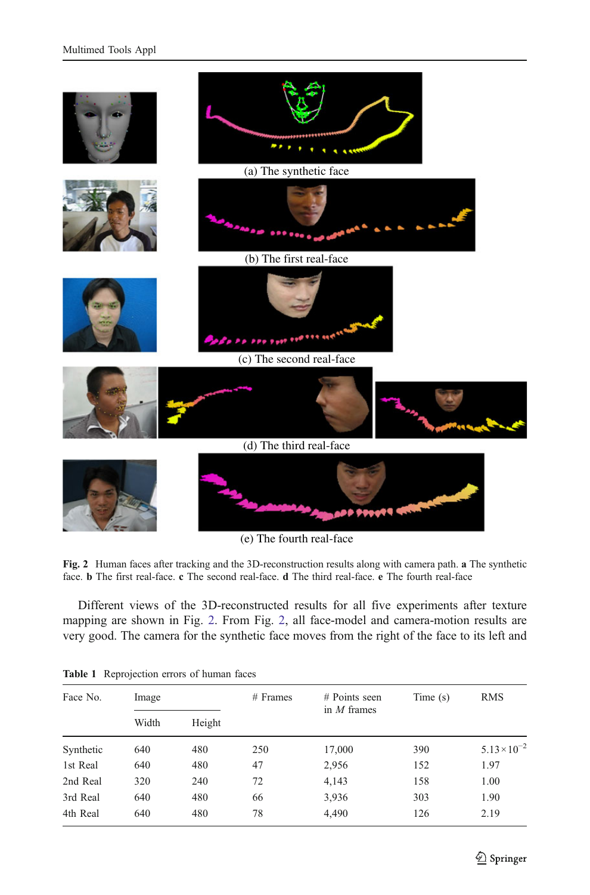(a) The synthetic face

(b) The first real-face

(c) The second real-face

(d) The third real-face

(e) The fourth real-face

**Fig. 2** Human faces after tracking and the 3D-reconstruction results along with camera path. **a** The synthetic face. **b** The first real-face. **c** The second real-face. **d** The third real-face. **e** The fourth real-face

Different views of the 3D-reconstructed results for all five experiments after texture mapping are shown in Fig. 2. From Fig. 2, all face-model and camera-motion results are very good. The camera for the synthetic face moves from the right of the face to its left and

**Table 1** Reprojection errors of human faces

| Face No. | Image | | # Frames | # Points seen in $M$ frames | Time (s) | RMS |
|---|---|---|---|---|---|---|
| | Width | Height | | | | |
| Synthetic | 640 | 480 | 250 | 17,000 | 390 | $5.13 \times 10^{-2}$ |
| 1st Real | 640 | 480 | 47 | 2,956 | 152 | 1.97 |
| 2nd Real | 320 | 240 | 72 | 4,143 | 158 | 1.00 |
| 3rd Real | 640 | 480 | 66 | 3,936 | 303 | 1.90 |
| 4th Real | 640 | 480 | 78 | 4,490 | 126 | 2.19 |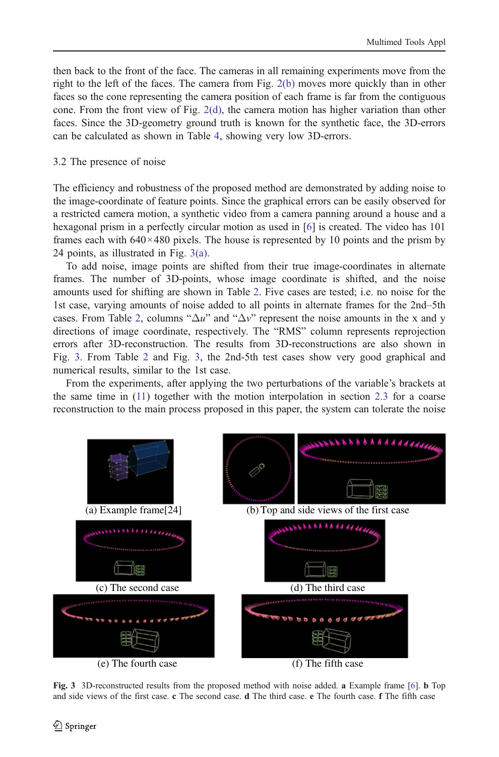then back to the front of the face. The cameras in all remaining experiments move from the right to the left of the faces. The camera from Fig. 2(b) moves more quickly than in other faces so the cone representing the camera position of each frame is far from the contiguous cone. From the front view of Fig. 2(d), the camera motion has higher variation than other faces. Since the 3D-geometry ground truth is known for the synthetic face, the 3D-errors can be calculated as shown in Table 4, showing very low 3D-errors.

### 3.2 The presence of noise

The efficiency and robustness of the proposed method are demonstrated by adding noise to the image-coordinate of feature points. Since the graphical errors can be easily observed for a restricted camera motion, a synthetic video from a camera panning around a house and a hexagonal prism in a perfectly circular motion as used in [6] is created. The video has 101 frames each with 640×480 pixels. The house is represented by 10 points and the prism by 24 points, as illustrated in Fig. 3(a).

To add noise, image points are shifted from their true image-coordinates in alternate frames. The number of 3D-points, whose image coordinate is shifted, and the noise amounts used for shifting are shown in Table 2. Five cases are tested; i.e. no noise for the 1st case, varying amounts of noise added to all points in alternate frames for the 2nd–5th cases. From Table 2, columns "$\Delta u$" and "$\Delta v$" represent the noise amounts in the x and y directions of image coordinate, respectively. The "RMS" column represents reprojection errors after 3D-reconstruction. The results from 3D-reconstructions are also shown in Fig. 3. From Table 2 and Fig. 3, the 2nd-5th test cases show very good graphical and numerical results, similar to the 1st case.

From the experiments, after applying the two perturbations of the variable's brackets at the same time in (11) together with the motion interpolation in section 2.3 for a coarse reconstruction to the main process proposed in this paper, the system can tolerate the noise

(a) Example frame[24]

(b) Top and side views of the first case

(c) The second case

(d) The third case

(e) The fourth case

(f) The fifth case

**Fig. 3** 3D-reconstructed results from the proposed method with noise added. **a** Example frame [6]. **b** Top and side views of the first case. **c** The second case. **d** The third case. **e** The fourth case. **f** The fifth case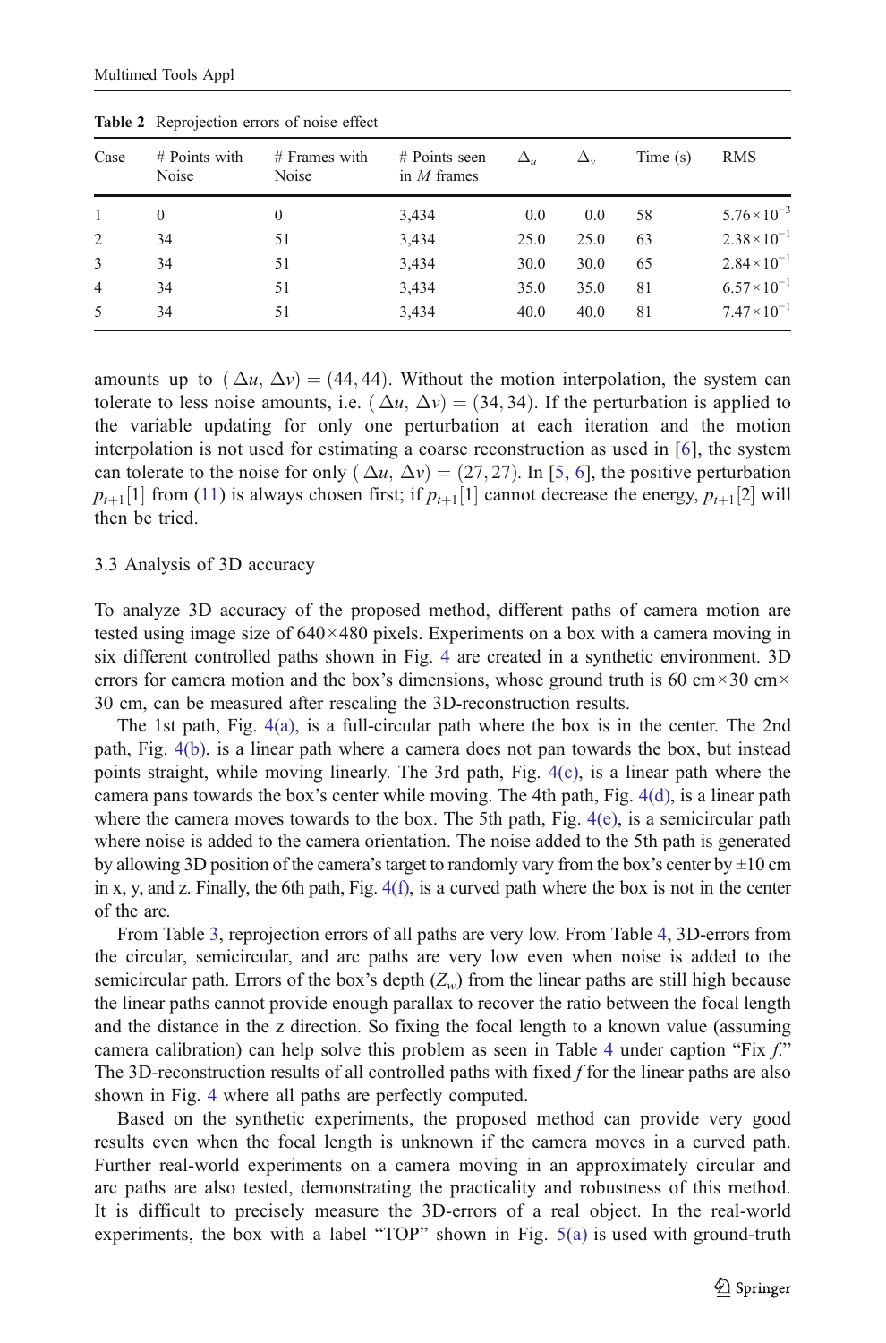**Table 2** Reprojection errors of noise effect

| Case | # Points with Noise | # Frames with Noise | # Points seen in $M$ frames | $\Delta_u$ | $\Delta_v$ | Time (s) | RMS |
|---|---|---|---|---|---|---|---|
| 1 | 0 | 0 | 3,434 | 0.0 | 0.0 | 58 | $5.76 \times 10^{-3}$ |
| 2 | 34 | 51 | 3,434 | 25.0 | 25.0 | 63 | $2.38 \times 10^{-1}$ |
| 3 | 34 | 51 | 3,434 | 30.0 | 30.0 | 65 | $2.84 \times 10^{-1}$ |
| 4 | 34 | 51 | 3,434 | 35.0 | 35.0 | 81 | $6.57 \times 10^{-1}$ |
| 5 | 34 | 51 | 3,434 | 40.0 | 40.0 | 81 | $7.47 \times 10^{-1}$ |

amounts up to $(\Delta u, \Delta v) = (44, 44)$. Without the motion interpolation, the system can tolerate to less noise amounts, i.e. $(\Delta u, \Delta v) = (34, 34)$. If the perturbation is applied to the variable updating for only one perturbation at each iteration and the motion interpolation is not used for estimating a coarse reconstruction as used in [6], the system can tolerate to the noise for only $(\Delta u, \Delta v) = (27, 27)$. In [5, 6], the positive perturbation $p_{t+1}[1]$ from (11) is always chosen first; if $p_{t+1}[1]$ cannot decrease the energy, $p_{t+1}[2]$ will then be tried.

### 3.3 Analysis of 3D accuracy

To analyze 3D accuracy of the proposed method, different paths of camera motion are tested using image size of 640×480 pixels. Experiments on a box with a camera moving in six different controlled paths shown in Fig. 4 are created in a synthetic environment. 3D errors for camera motion and the box's dimensions, whose ground truth is 60 cm×30 cm×30 cm, can be measured after rescaling the 3D-reconstruction results.

The 1st path, Fig. 4(a), is a full-circular path where the box is in the center. The 2nd path, Fig. 4(b), is a linear path where a camera does not pan towards the box, but instead points straight, while moving linearly. The 3rd path, Fig. 4(c), is a linear path where the camera pans towards the box's center while moving. The 4th path, Fig. 4(d), is a linear path where the camera moves towards to the box. The 5th path, Fig. 4(e), is a semicircular path where noise is added to the camera orientation. The noise added to the 5th path is generated by allowing 3D position of the camera's target to randomly vary from the box's center by ±10 cm in x, y, and z. Finally, the 6th path, Fig. 4(f), is a curved path where the box is not in the center of the arc.

From Table 3, reprojection errors of all paths are very low. From Table 4, 3D-errors from the circular, semicircular, and arc paths are very low even when noise is added to the semicircular path. Errors of the box's depth ($Z_w$) from the linear paths are still high because the linear paths cannot provide enough parallax to recover the ratio between the focal length and the distance in the z direction. So fixing the focal length to a known value (assuming camera calibration) can help solve this problem as seen in Table 4 under caption "Fix $f$." The 3D-reconstruction results of all controlled paths with fixed $f$ for the linear paths are also shown in Fig. 4 where all paths are perfectly computed.

Based on the synthetic experiments, the proposed method can provide very good results even when the focal length is unknown if the camera moves in a curved path. Further real-world experiments on a camera moving in an approximately circular and arc paths are also tested, demonstrating the practicality and robustness of this method. It is difficult to precisely measure the 3D-errors of a real object. In the real-world experiments, the box with a label "TOP" shown in Fig. 5(a) is used with ground-truth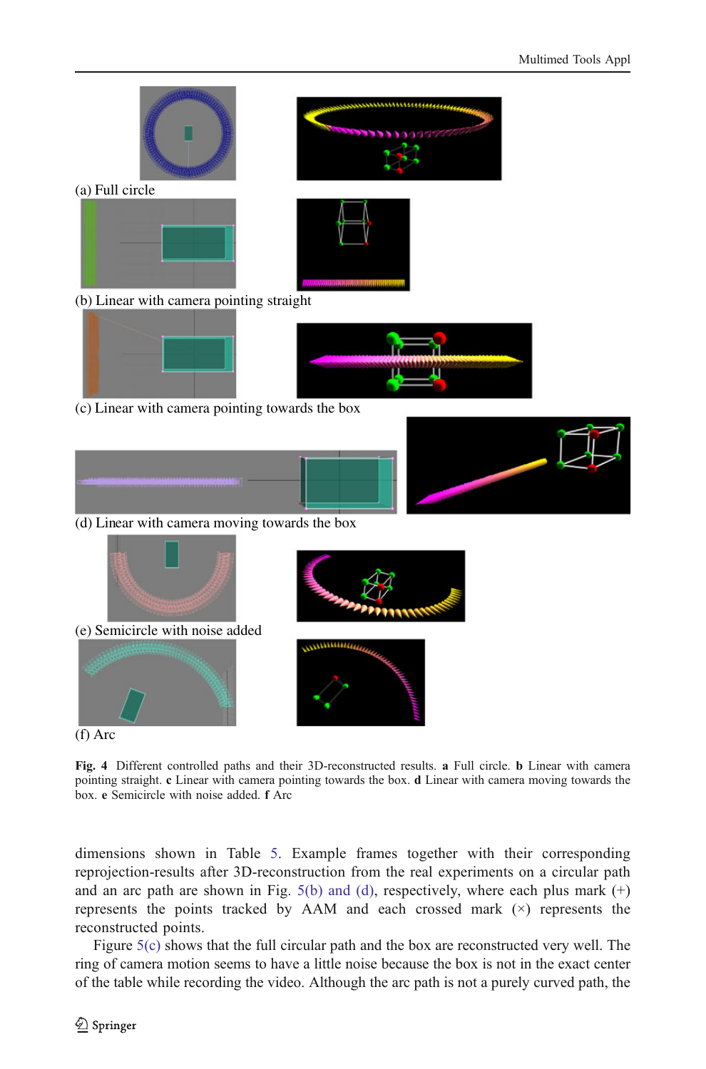(a) Full circle

(b) Linear with camera pointing straight

(c) Linear with camera pointing towards the box

(d) Linear with camera moving towards the box

(e) Semicircle with noise added

(f) Arc

**Fig. 4** Different controlled paths and their 3D-reconstructed results. **a** Full circle. **b** Linear with camera pointing straight. **c** Linear with camera pointing towards the box. **d** Linear with camera moving towards the box. **e** Semicircle with noise added. **f** Arc

dimensions shown in Table 5. Example frames together with their corresponding reprojection-results after 3D-reconstruction from the real experiments on a circular path and an arc path are shown in Fig. 5(b) and (d), respectively, where each plus mark (+) represents the points tracked by AAM and each crossed mark (×) represents the reconstructed points.

Figure 5(c) shows that the full circular path and the box are reconstructed very well. The ring of camera motion seems to have a little noise because the box is not in the exact center of the table while recording the video. Although the arc path is not a purely curved path, the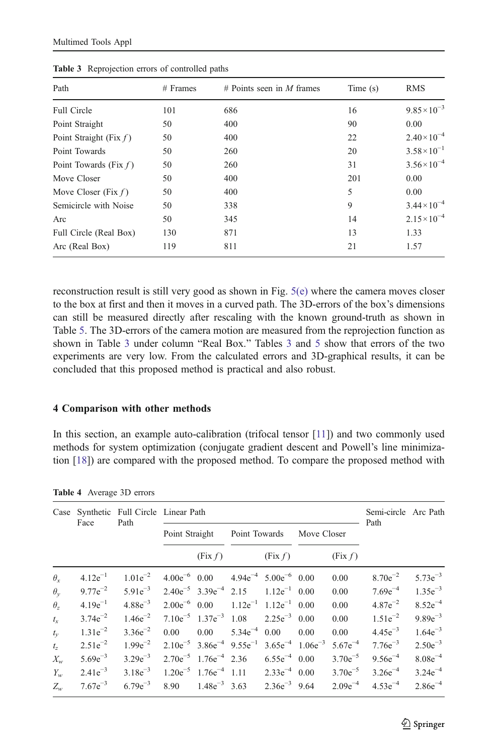Table 3 Reprojection errors of controlled paths

| Path | # Frames | # Points seen in $M$ frames | Time (s) | RMS |
|---|---|---|---|---|
| Full Circle | 101 | 686 | 16 | $9.85\times10^{-3}$ |
| Point Straight | 50 | 400 | 90 | 0.00 |
| Point Straight (Fix $f$) | 50 | 400 | 22 | $2.40\times10^{-4}$ |
| Point Towards | 50 | 260 | 20 | $3.58\times10^{-1}$ |
| Point Towards (Fix $f$) | 50 | 260 | 31 | $3.56\times10^{-4}$ |
| Move Closer | 50 | 400 | 201 | 0.00 |
| Move Closer (Fix $f$) | 50 | 400 | 5 | 0.00 |
| Semicircle with Noise | 50 | 338 | 9 | $3.44\times10^{-4}$ |
| Arc | 50 | 345 | 14 | $2.15\times10^{-4}$ |
| Full Circle (Real Box) | 130 | 871 | 13 | 1.33 |
| Arc (Real Box) | 119 | 811 | 21 | 1.57 |

reconstruction result is still very good as shown in Fig. 5(e) where the camera moves closer to the box at first and then it moves in a curved path. The 3D-errors of the box's dimensions can still be measured directly after rescaling with the known ground-truth as shown in Table 5. The 3D-errors of the camera motion are measured from the reprojection function as shown in Table 3 under column "Real Box." Tables 3 and 5 show that errors of the two experiments are very low. From the calculated errors and 3D-graphical results, it can be concluded that this proposed method is practical and also robust.

## 4 Comparison with other methods

In this section, an example auto-calibration (trifocal tensor [11]) and two commonly used methods for system optimization (conjugate gradient descent and Powell's line minimization [18]) are compared with the proposed method. To compare the proposed method with

Table 4 Average 3D errors

| Case | Synthetic Face | Full Circle Path | Linear Path | | | | | | Semi-circle Path | Arc Path |
|---|---|---|---|---|---|---|---|---|---|---|
| | | | Point Straight | | Point Towards | | Move Closer | | | |
| | | | | (Fix $f$) | | (Fix $f$) | | (Fix $f$) | | |
| $\theta_x$ | $4.12e^{-1}$ | $1.01e^{-2}$ | $4.00e^{-6}$ | 0.00 | $4.94e^{-4}$ | $5.00e^{-6}$ | 0.00 | 0.00 | $8.70e^{-2}$ | $5.73e^{-3}$ |
| $\theta_y$ | $9.77e^{-2}$ | $5.91e^{-3}$ | $2.40e^{-5}$ | $3.39e^{-4}$ | 2.15 | $1.12e^{-1}$ | 0.00 | 0.00 | $7.69e^{-4}$ | $1.35e^{-3}$ |
| $\theta_z$ | $4.19e^{-1}$ | $4.88e^{-3}$ | $2.00e^{-6}$ | 0.00 | $1.12e^{-1}$ | $1.12e^{-1}$ | 0.00 | 0.00 | $4.87e^{-2}$ | $8.52e^{-4}$ |
| $t_x$ | $3.74e^{-2}$ | $1.46e^{-2}$ | $7.10e^{-5}$ | $1.37e^{-3}$ | 1.08 | $2.25e^{-3}$ | 0.00 | 0.00 | $1.51e^{-2}$ | $9.89e^{-3}$ |
| $t_y$ | $1.31e^{-2}$ | $3.36e^{-2}$ | 0.00 | 0.00 | $5.34e^{-4}$ | 0.00 | 0.00 | 0.00 | $4.45e^{-3}$ | $1.64e^{-3}$ |
| $t_z$ | $2.51e^{-2}$ | $1.99e^{-2}$ | $2.10e^{-5}$ | $3.86e^{-4}$ | $9.55e^{-1}$ | $3.65e^{-4}$ | $1.06e^{-3}$ | $5.67e^{-4}$ | $7.76e^{-3}$ | $2.50e^{-3}$ |
| $X_w$ | $5.69e^{-3}$ | $3.29e^{-3}$ | $2.70e^{-5}$ | $1.76e^{-4}$ | 2.36 | $6.55e^{-4}$ | 0.00 | $3.70e^{-5}$ | $9.56e^{-4}$ | $8.08e^{-4}$ |
| $Y_w$ | $2.41e^{-3}$ | $3.18e^{-3}$ | $1.20e^{-5}$ | $1.76e^{-4}$ | 1.11 | $2.33e^{-4}$ | 0.00 | $3.70e^{-5}$ | $3.26e^{-4}$ | $3.24e^{-4}$ |
| $Z_w$ | $7.67e^{-3}$ | $6.79e^{-3}$ | 8.90 | $1.48e^{-3}$ | 3.63 | $2.36e^{-3}$ | 9.64 | $2.09e^{-4}$ | $4.53e^{-4}$ | $2.86e^{-4}$ |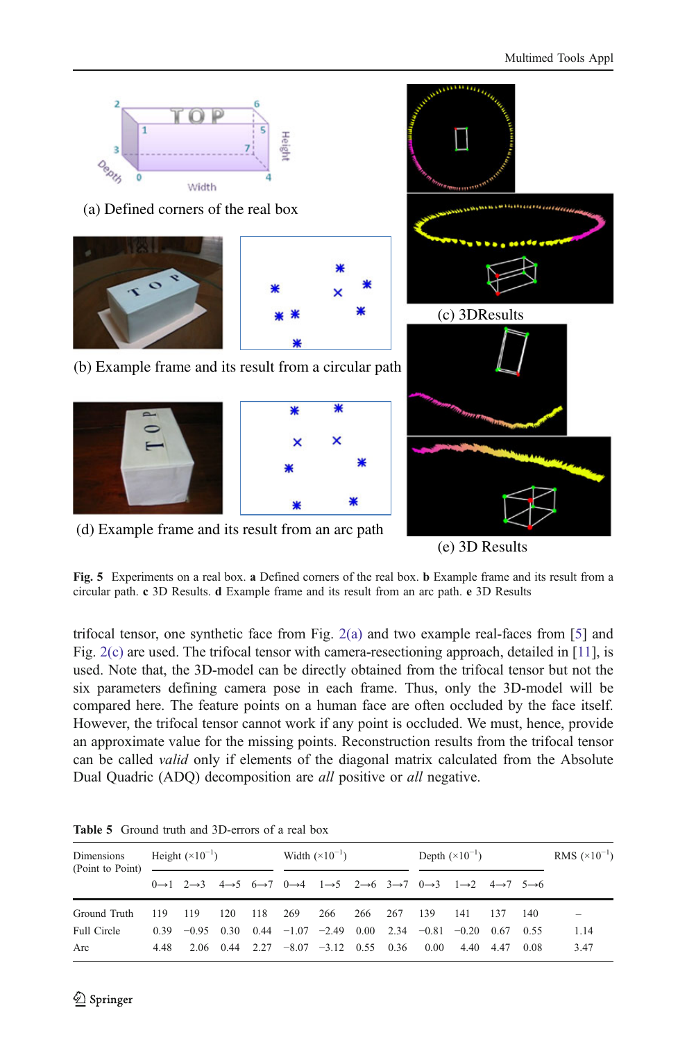(a) Defined corners of the real box

(b) Example frame and its result from a circular path

(c) 3DResults

(d) Example frame and its result from an arc path

(e) 3D Results

**Fig. 5** Experiments on a real box. **a** Defined corners of the real box. **b** Example frame and its result from a circular path. **c** 3D Results. **d** Example frame and its result from an arc path. **e** 3D Results

trifocal tensor, one synthetic face from Fig. 2(a) and two example real-faces from [5] and Fig. 2(c) are used. The trifocal tensor with camera-resectioning approach, detailed in [11], is used. Note that, the 3D-model can be directly obtained from the trifocal tensor but not the six parameters defining camera pose in each frame. Thus, only the 3D-model will be compared here. The feature points on a human face are often occluded by the face itself. However, the trifocal tensor cannot work if any point is occluded. We must, hence, provide an approximate value for the missing points. Reconstruction results from the trifocal tensor can be called *valid* only if elements of the diagonal matrix calculated from the Absolute Dual Quadric (ADQ) decomposition are *all* positive or *all* negative.

**Table 5** Ground truth and 3D-errors of a real box

| Dimensions (Point to Point) | Height ($\times 10^{-1}$) | | | | Width ($\times 10^{-1}$) | | | | Depth ($\times 10^{-1}$) | | | | RMS ($\times 10^{-1}$) |
|---|---|---|---|---|---|---|---|---|---|---|---|---|---|
| | 0→1 | 2→3 | 4→5 | 6→7 | 0→4 | 1→5 | 2→6 | 3→7 | 0→3 | 1→2 | 4→7 | 5→6 | |
| Ground Truth | 119 | 119 | 120 | 118 | 269 | 266 | 266 | 267 | 139 | 141 | 137 | 140 | – |
| Full Circle | 0.39 | −0.95 | 0.30 | 0.44 | −1.07 | −2.49 | 0.00 | 2.34 | −0.81 | −0.20 | 0.67 | 0.55 | 1.14 |
| Arc | 4.48 | 2.06 | 0.44 | 2.27 | −8.07 | −3.12 | 0.55 | 0.36 | 0.00 | 4.40 | 4.47 | 0.08 | 3.47 |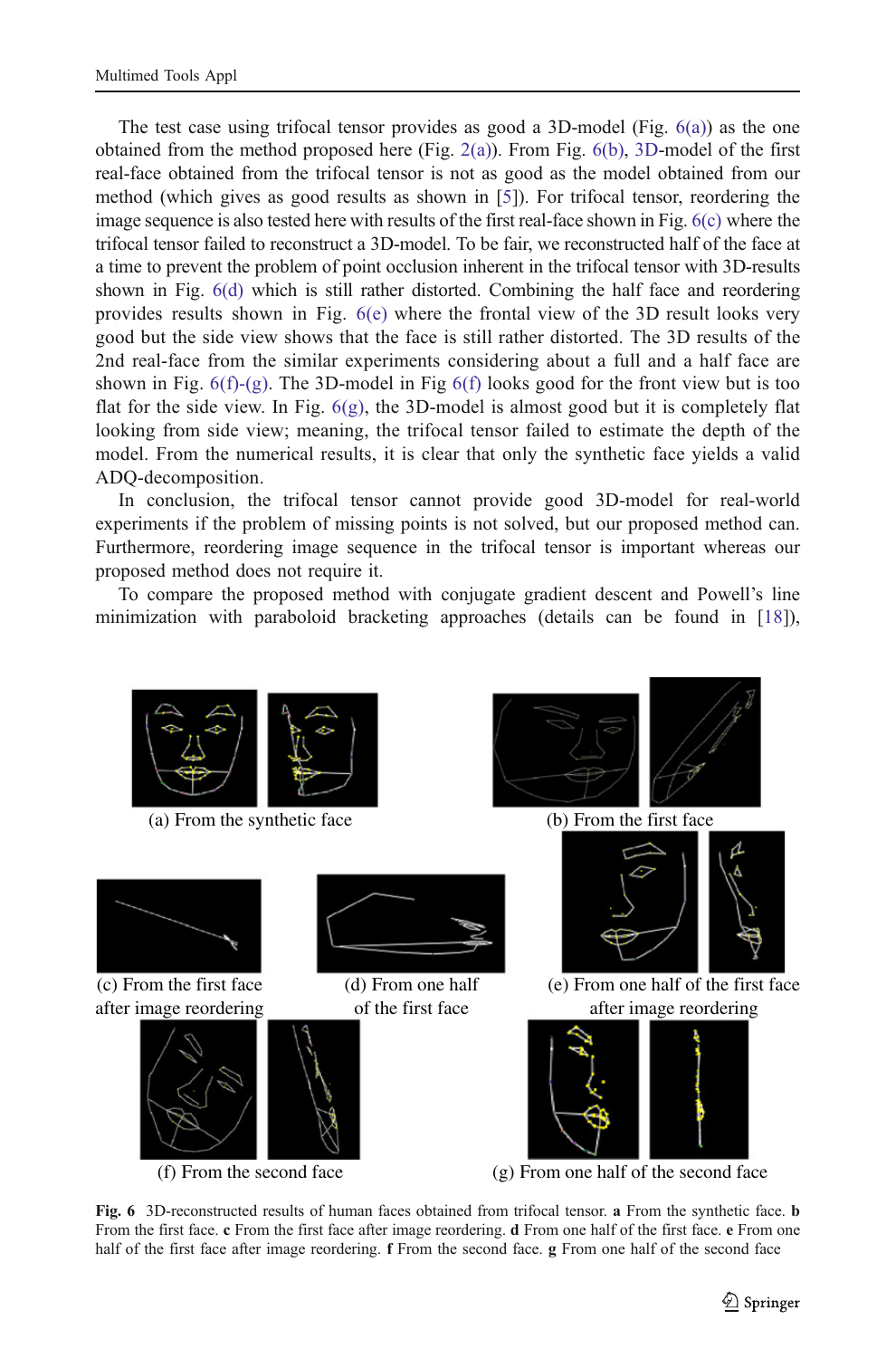The test case using trifocal tensor provides as good a 3D-model (Fig. 6(a)) as the one obtained from the method proposed here (Fig 2(a)). From Fig. 6(b), 3D-model of the first real-face obtained from the trifocal tensor is not as good as the model obtained from our method (which gives as good results as shown in [5]). For trifocal tensor, reordering the image sequence is also tested here with results of the first real-face shown in Fig. 6(c) where the trifocal tensor failed to reconstruct a 3D-model. To be fair, we reconstructed half of the face at a time to prevent the problem of point occlusion inherent in the trifocal tensor with 3D-results shown in Fig. 6(d) which is still rather distorted. Combining the half face and reordering provides results shown in Fig. 6(e) where the frontal view of the 3D result looks very good but the side view shows that the face is still rather distorted. The 3D results of the 2nd real-face from the similar experiments considering about a full and a half face are shown in Fig. 6(f)-(g). The 3D-model in Fig 6(f) looks good for the front view but is too flat for the side view. In Fig. 6(g), the 3D-model is almost good but it is completely flat looking from side view; meaning, the trifocal tensor failed to estimate the depth of the model. From the numerical results, it is clear that only the synthetic face yields a valid ADQ-decomposition.

In conclusion, the trifocal tensor cannot provide good 3D-model for real-world experiments if the problem of missing points is not solved, but our proposed method can. Furthermore, reordering image sequence in the trifocal tensor is important whereas our proposed method does not require it.

To compare the proposed method with conjugate gradient descent and Powell's line minimization with paraboloid bracketing approaches (details can be found in [18]),

(a) From the synthetic face

(b) From the first face

(c) From the first face after image reordering

(d) From one half of the first face

(e) From one half of the first face after image reordering

(f) From the second face

(g) From one half of the second face

**Fig. 6** 3D-reconstructed results of human faces obtained from trifocal tensor. **a** From the synthetic face. **b** From the first face. **c** From the first face after image reordering. **d** From one half of the first face. **e** From one half of the first face after image reordering. **f** From the second face. **g** From one half of the second face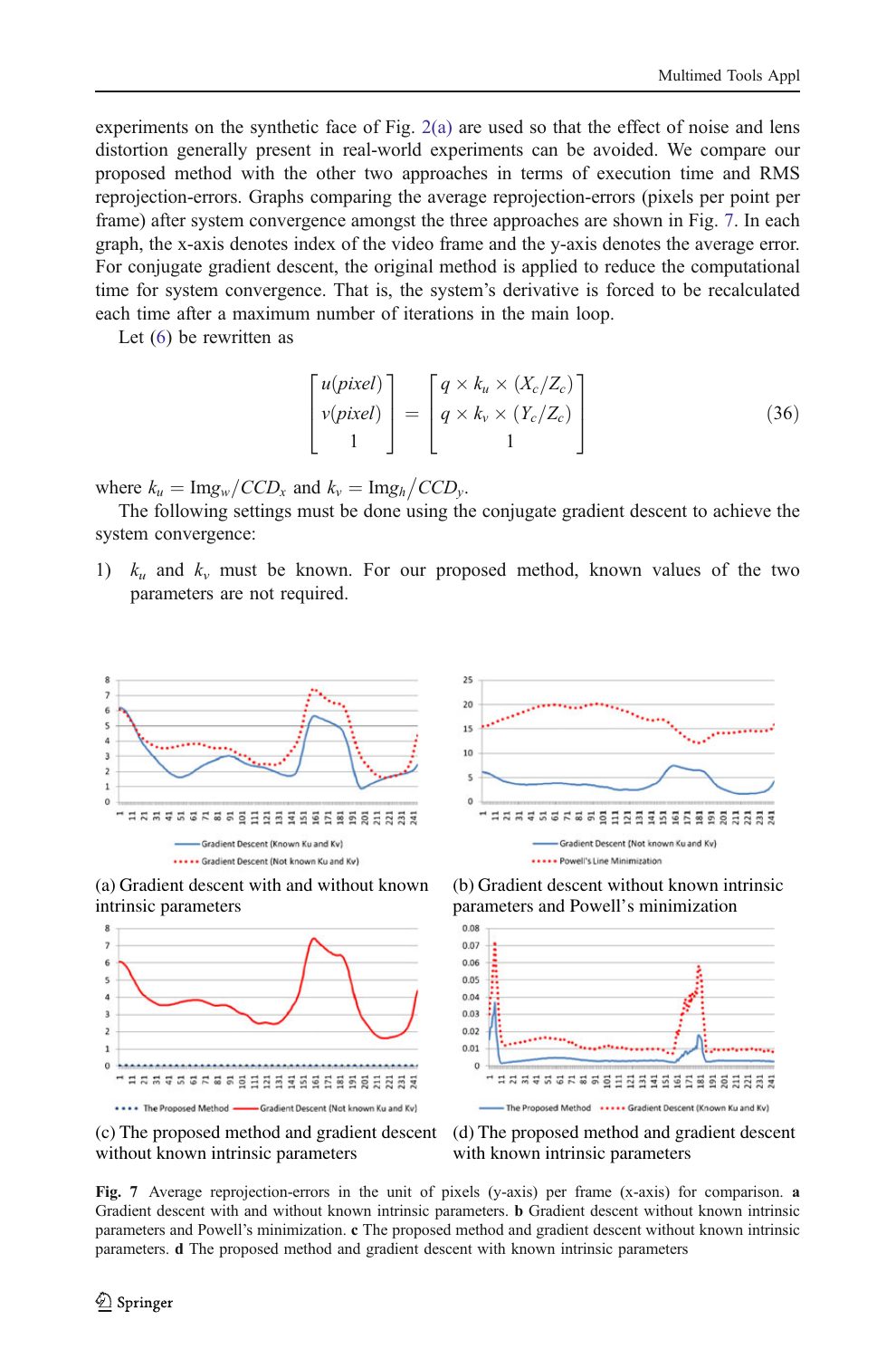experiments on the synthetic face of Fig. 2(a) are used so that the effect of noise and lens distortion generally present in real-world experiments can be avoided. We compare our proposed method with the other two approaches in terms of execution time and RMS reprojection-errors. Graphs comparing the average reprojection-errors (pixels per point per frame) after system convergence amongst the three approaches are shown in Fig. 7. In each graph, the x-axis denotes index of the video frame and the y-axis denotes the average error. For conjugate gradient descent, the original method is applied to reduce the computational time for system convergence. That is, the system's derivative is forced to be recalculated each time after a maximum number of iterations in the main loop.

Let (6) be rewritten as

$$\begin{bmatrix} u(pixel) \\ v(pixel) \\ 1 \end{bmatrix} = \begin{bmatrix} q \times k_u \times (X_c/Z_c) \\ q \times k_v \times (Y_c/Z_c) \\ 1 \end{bmatrix} \tag{36}$$

where $k_u = \text{Img}_w / CCD_x$ and $k_v = \text{Img}_h / CCD_y$.

The following settings must be done using the conjugate gradient descent to achieve the system convergence:

1) $k_u$ and $k_v$ must be known. For our proposed method, known values of the two parameters are not required.

(a) Gradient descent with and without known intrinsic parameters

(b) Gradient descent without known intrinsic parameters and Powell's minimization

(c) The proposed method and gradient descent without known intrinsic parameters

(d) The proposed method and gradient descent with known intrinsic parameters

**Fig. 7** Average reprojection-errors in the unit of pixels (y-axis) per frame (x-axis) for comparison. **a** Gradient descent with and without known intrinsic parameters. **b** Gradient descent without known intrinsic parameters and Powell's minimization. **c** The proposed method and gradient descent without known intrinsic parameters. **d** The proposed method and gradient descent with known intrinsic parameters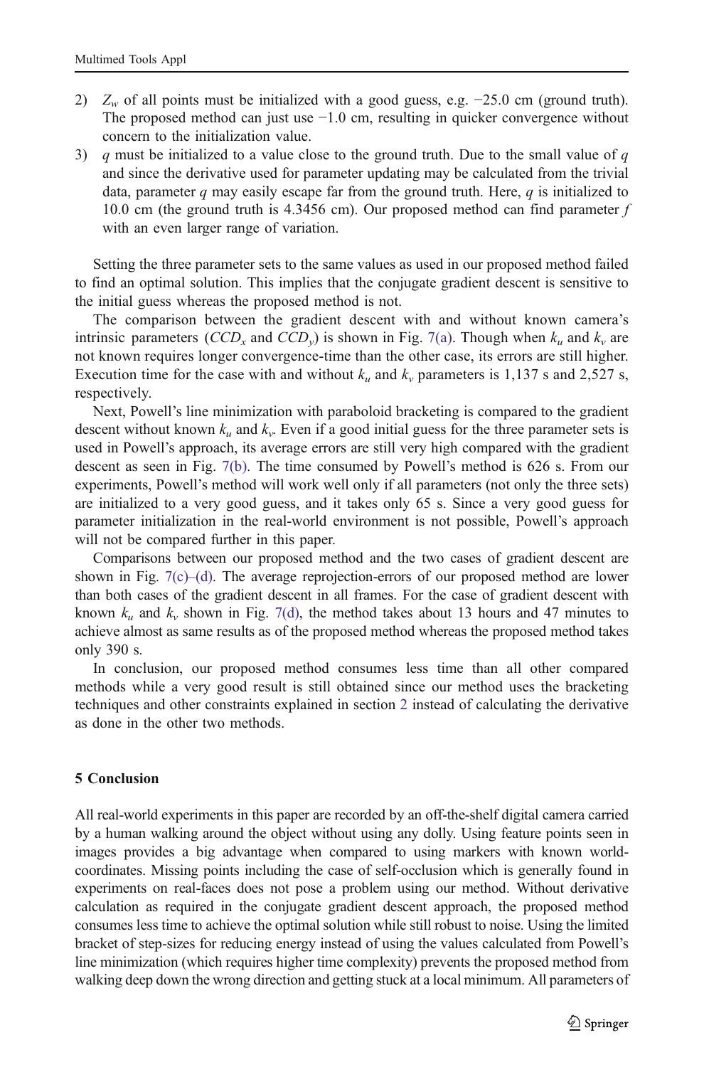2) $Z_w$ of all points must be initialized with a good guess, e.g. −25.0 cm (ground truth). The proposed method can just use −1.0 cm, resulting in quicker convergence without concern to the initialization value.
3) $q$ must be initialized to a value close to the ground truth. Due to the small value of $q$ and since the derivative used for parameter updating may be calculated from the trivial data, parameter $q$ may easily escape far from the ground truth. Here, $q$ is initialized to 10.0 cm (the ground truth is 4.3456 cm). Our proposed method can find parameter $f$ with an even larger range of variation.

Setting the three parameter sets to the same values as used in our proposed method failed to find an optimal solution. This implies that the conjugate gradient descent is sensitive to the initial guess whereas the proposed method is not.

The comparison between the gradient descent with and without known camera's intrinsic parameters ($CCD_x$ and $CCD_y$) is shown in Fig. 7(a). Though when $k_u$ and $k_v$ are not known requires longer convergence-time than the other case, its errors are still higher. Execution time for the case with and without $k_u$ and $k_v$ parameters is 1,137 s and 2,527 s, respectively.

Next, Powell's line minimization with paraboloid bracketing is compared to the gradient descent without known $k_u$ and $k_v$. Even if a good initial guess for the three parameter sets is used in Powell's approach, its average errors are still very high compared with the gradient descent as seen in Fig. 7(b). The time consumed by Powell's method is 626 s. From our experiments, Powell's method will work well only if all parameters (not only the three sets) are initialized to a very good guess, and it takes only 65 s. Since a very good guess for parameter initialization in the real-world environment is not possible, Powell's approach will not be compared further in this paper.

Comparisons between our proposed method and the two cases of gradient descent are shown in Fig. 7(c)–(d). The average reprojection-errors of our proposed method are lower than both cases of the gradient descent in all frames. For the case of gradient descent with known $k_u$ and $k_v$ shown in Fig. 7(d), the method takes about 13 hours and 47 minutes to achieve almost as same results as of the proposed method whereas the proposed method takes only 390 s.

In conclusion, our proposed method consumes less time than all other compared methods while a very good result is still obtained since our method uses the bracketing techniques and other constraints explained in section 2 instead of calculating the derivative as done in the other two methods.

## 5 Conclusion

All real-world experiments in this paper are recorded by an off-the-shelf digital camera carried by a human walking around the object without using any dolly. Using feature points seen in images provides a big advantage when compared to using markers with known world-coordinates. Missing points including the case of self-occlusion which is generally found in experiments on real-faces does not pose a problem using our method. Without derivative calculation as required in the conjugate gradient descent approach, the proposed method consumes less time to achieve the optimal solution while still robust to noise. Using the limited bracket of step-sizes for reducing energy instead of using the values calculated from Powell's line minimization (which requires higher time complexity) prevents the proposed method from walking deep down the wrong direction and getting stuck at a local minimum. All parameters of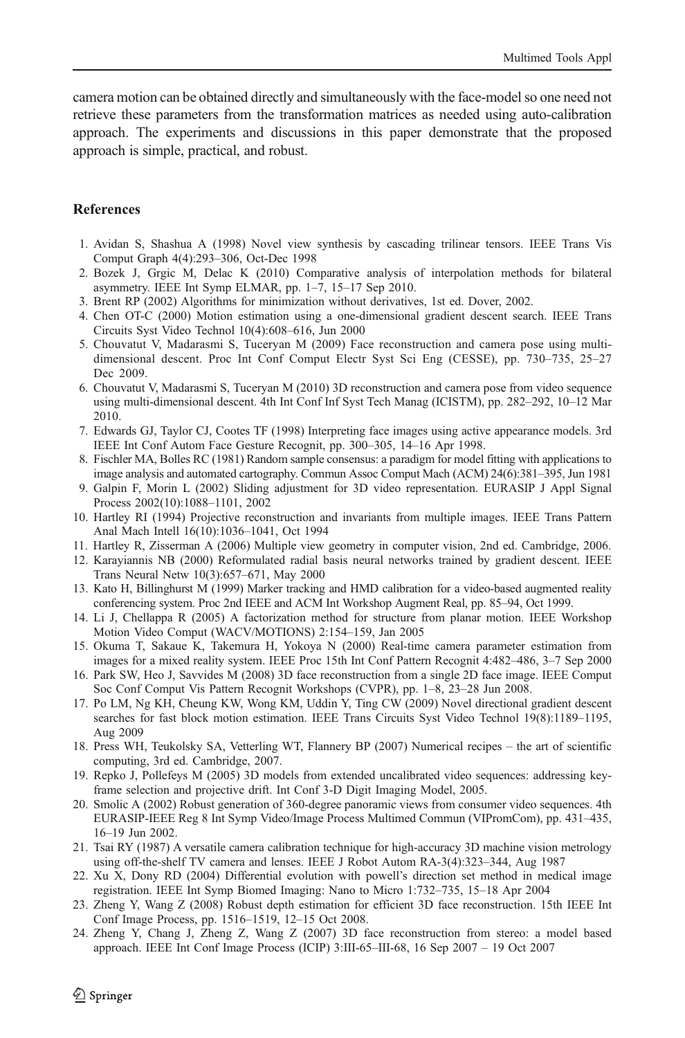camera motion can be obtained directly and simultaneously with the face-model so one need not retrieve these parameters from the transformation matrices as needed using auto-calibration approach. The experiments and discussions in this paper demonstrate that the proposed approach is simple, practical, and robust.

## References

1. Avidan S, Shashua A (1998) Novel view synthesis by cascading trilinear tensors. IEEE Trans Vis Comput Graph 4(4):293–306, Oct-Dec 1998
2. Bozek J, Grgic M, Delac K (2010) Comparative analysis of interpolation methods for bilateral asymmetry. IEEE Int Symp ELMAR, pp. 1–7, 15–17 Sep 2010.
3. Brent RP (2002) Algorithms for minimization without derivatives, 1st ed. Dover, 2002.
4. Chen OT-C (2000) Motion estimation using a one-dimensional gradient descent search. IEEE Trans Circuits Syst Video Technol 10(4):608–616, Jun 2000
5. Chouvatut V, Madarasmi S, Tuceryan M (2009) Face reconstruction and camera pose using multi-dimensional descent. Proc Int Conf Comput Electr Syst Sci Eng (CESSE), pp. 730–735, 25–27 Dec 2009.
6. Chouvatut V, Madarasmi S, Tuceryan M (2010) 3D reconstruction and camera pose from video sequence using multi-dimensional descent. 4th Int Conf Inf Syst Tech Manag (ICISTM), pp. 282–292, 10–12 Mar 2010.
7. Edwards GJ, Taylor CJ, Cootes TF (1998) Interpreting face images using active appearance models. 3rd IEEE Int Conf Autom Face Gesture Recognit, pp. 300–305, 14–16 Apr 1998.
8. Fischler MA, Bolles RC (1981) Random sample consensus: a paradigm for model fitting with applications to image analysis and automated cartography. Commun Assoc Comput Mach (ACM) 24(6):381–395, Jun 1981
9. Galpin F, Morin L (2002) Sliding adjustment for 3D video representation. EURASIP J Appl Signal Process 2002(10):1088–1101, 2002
10. Hartley RI (1994) Projective reconstruction and invariants from multiple images. IEEE Trans Pattern Anal Mach Intell 16(10):1036–1041, Oct 1994
11. Hartley R, Zisserman A (2006) Multiple view geometry in computer vision, 2nd ed. Cambridge, 2006.
12. Karayiannis NB (2000) Reformulated radial basis neural networks trained by gradient descent. IEEE Trans Neural Netw 10(3):657–671, May 2000
13. Kato H, Billinghurst M (1999) Marker tracking and HMD calibration for a video-based augmented reality conferencing system. Proc 2nd IEEE and ACM Int Workshop Augment Real, pp. 85–94, Oct 1999.
14. Li J, Chellappa R (2005) A factorization method for structure from planar motion. IEEE Workshop Motion Video Comput (WACV/MOTIONS) 2:154–159, Jan 2005
15. Okuma T, Sakaue K, Takemura H, Yokoya N (2000) Real-time camera parameter estimation from images for a mixed reality system. IEEE Proc 15th Int Conf Pattern Recognit 4:482–486, 3–7 Sep 2000
16. Park SW, Heo J, Savvides M (2008) 3D face reconstruction from a single 2D face image. IEEE Comput Soc Conf Comput Vis Pattern Recognit Workshops (CVPR), pp. 1–8, 23–28 Jun 2008.
17. Po LM, Ng KH, Cheung KW, Wong KM, Uddin Y, Ting CW (2009) Novel directional gradient descent searches for fast block motion estimation. IEEE Trans Circuits Syst Video Technol 19(8):1189–1195, Aug 2009
18. Press WH, Teukolsky SA, Vetterling WT, Flannery BP (2007) Numerical recipes – the art of scientific computing, 3rd ed. Cambridge, 2007.
19. Repko J, Pollefeys M (2005) 3D models from extended uncalibrated video sequences: addressing key-frame selection and projective drift. Int Conf 3-D Digit Imaging Model, 2005.
20. Smolic A (2002) Robust generation of 360-degree panoramic views from consumer video sequences. 4th EURASIP-IEEE Reg 8 Int Symp Video/Image Process Multimed Commun (VIPromCom), pp. 431–435, 16–19 Jun 2002.
21. Tsai RY (1987) A versatile camera calibration technique for high-accuracy 3D machine vision metrology using off-the-shelf TV camera and lenses. IEEE J Robot Autom RA-3(4):323–344, Aug 1987
22. Xu X, Dony RD (2004) Differential evolution with powell's direction set method in medical image registration. IEEE Int Symp Biomed Imaging: Nano to Micro 1:732–735, 15–18 Apr 2004
23. Zheng Y, Wang Z (2008) Robust depth estimation for efficient 3D face reconstruction. 15th IEEE Int Conf Image Process, pp. 1516–1519, 12–15 Oct 2008.
24. Zheng Y, Chang J, Zheng Z, Wang Z (2007) 3D face reconstruction from stereo: a model based approach. IEEE Int Conf Image Process (ICIP) 3:III-65–III-68, 16 Sep 2007 – 19 Oct 2007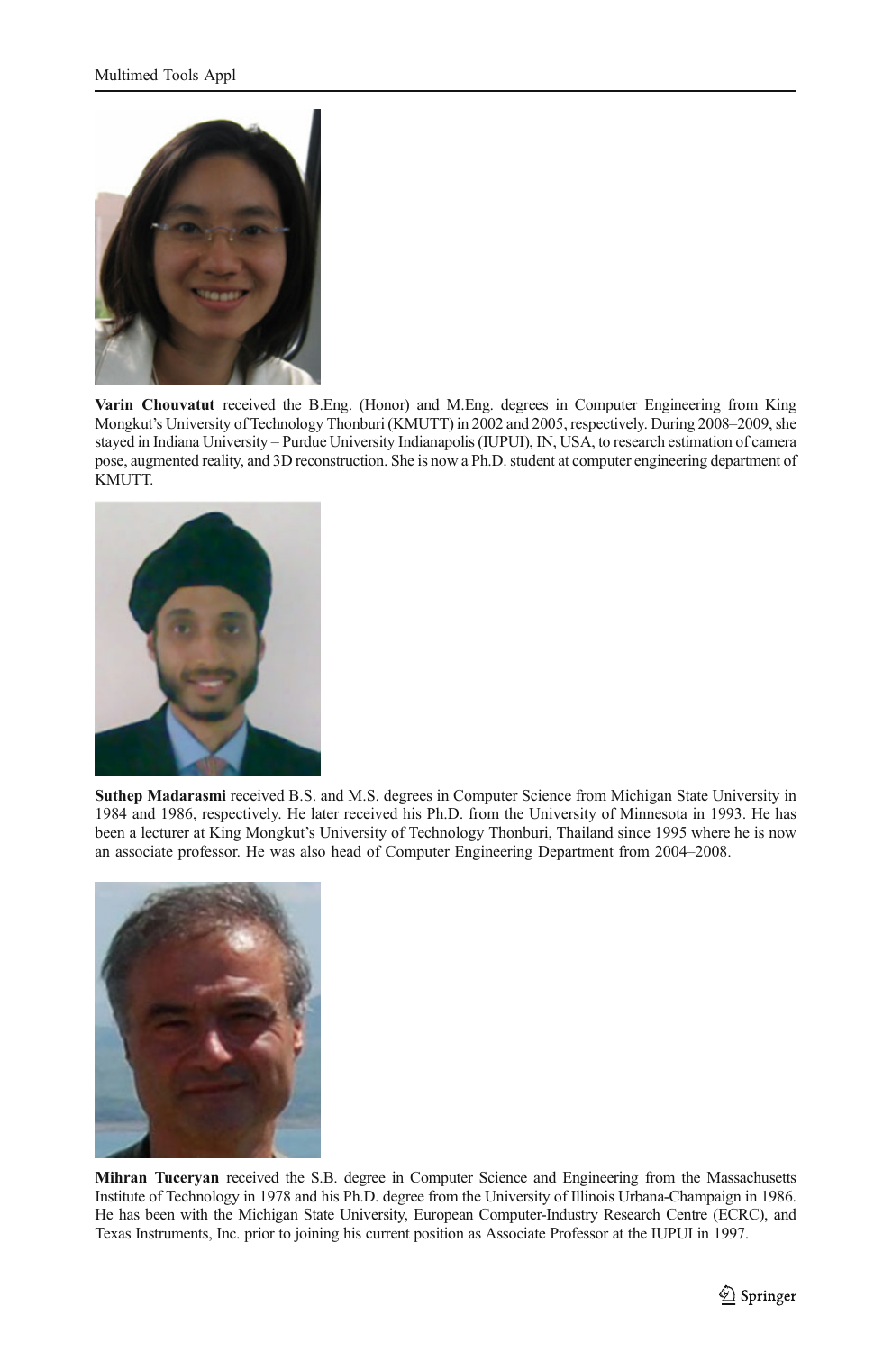**Varin Chouvatut** received the B.Eng. (Honor) and M.Eng. degrees in Computer Engineering from King Mongkut's University of Technology Thonburi (KMUTT) in 2002 and 2005, respectively. During 2008–2009, she stayed in Indiana University – Purdue University Indianapolis (IUPUI), IN, USA, to research estimation of camera pose, augmented reality, and 3D reconstruction. She is now a Ph.D. student at computer engineering department of KMUTT.

**Suthep Madarasmi** received B.S. and M.S. degrees in Computer Science from Michigan State University in 1984 and 1986, respectively. He later received his Ph.D. from the University of Minnesota in 1993. He has been a lecturer at King Mongkut's University of Technology Thonburi, Thailand since 1995 where he is now an associate professor. He was also head of Computer Engineering Department from 2004–2008.

**Mihran Tuceryan** received the S.B. degree in Computer Science and Engineering from the Massachusetts Institute of Technology in 1978 and his Ph.D. degree from the University of Illinois Urbana-Champaign in 1986. He has been with the Michigan State University, European Computer-Industry Research Centre (ECRC), and Texas Instruments, Inc. prior to joining his current position as Associate Professor at the IUPUI in 1997.